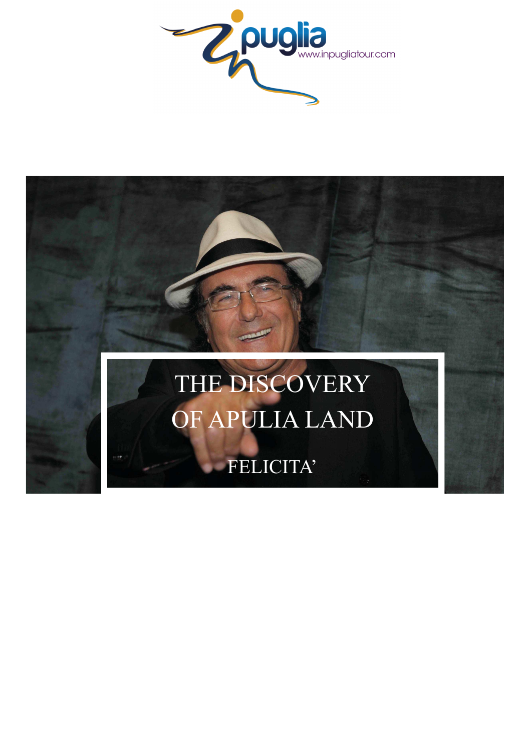www.inpugliatour.com

# THE DISCOVERY OF APULIA LAND

## FELICITA'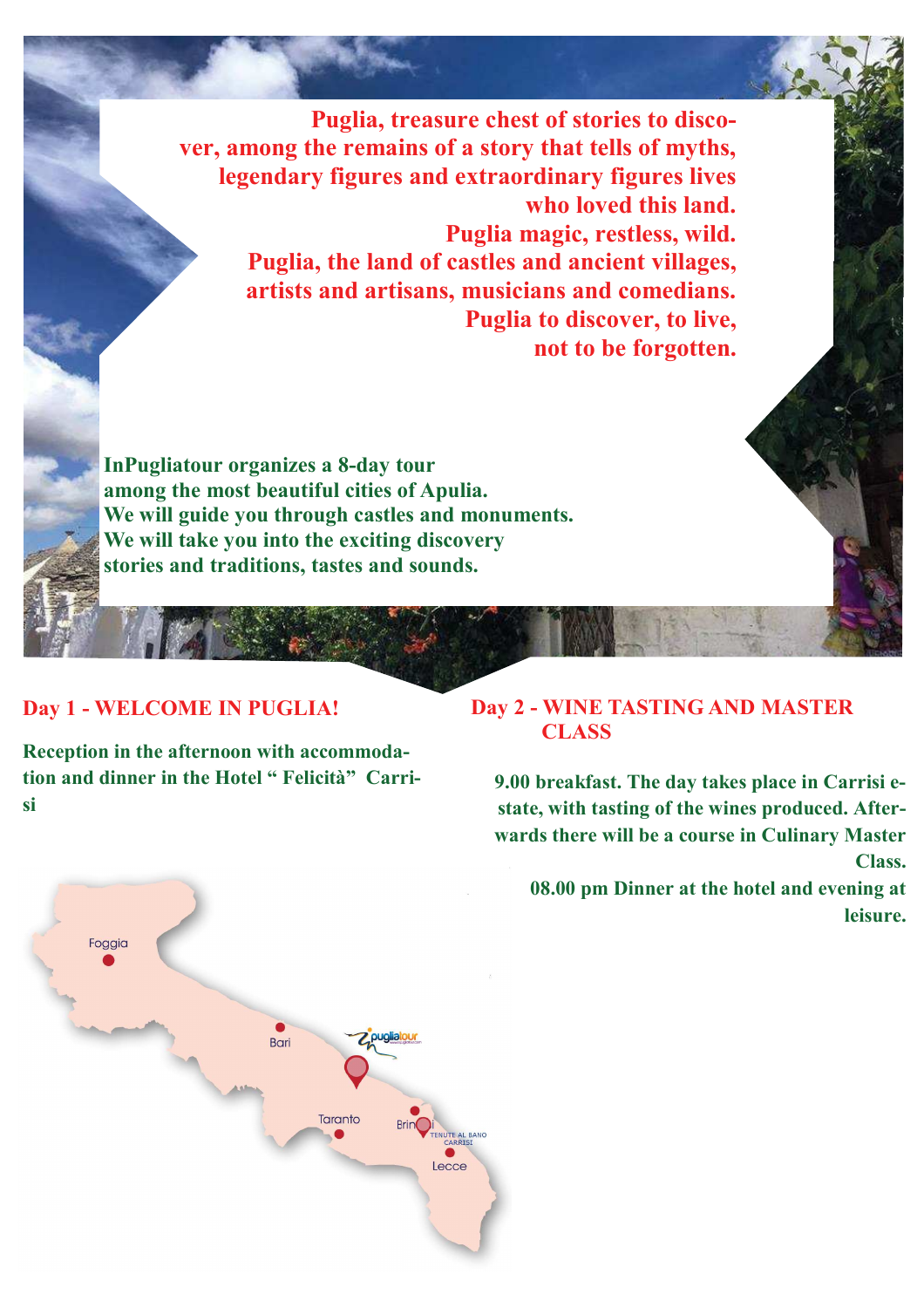**Puglia, treasure chest of stories to discover, among the remains of a story that tells of myths, legendary figures and extraordinary figures lives who loved this land.**
**Puglia magic, restless, wild.**
**Puglia, the land of castles and ancient villages, artists and artisans, musicians and comedians.**
**Puglia to discover, to live, not to be forgotten.**

**InPugliatour organizes a 8-day tour among the most beautiful cities of Apulia.**
**We will guide you through castles and monuments.**
**We will take you into the exciting discovery stories and traditions, tastes and sounds.**

## Day 1 - WELCOME IN PUGLIA!

**Reception in the afternoon with accommodation and dinner in the Hotel " Felicità" Carrisi**

## Day 2 - WINE TASTING AND MASTER CLASS

**9.00 breakfast. The day takes place in Carrisi estate, with tasting of the wines produced. Afterwards there will be a course in Culinary Master Class.**

**08.00 pm Dinner at the hotel and evening at leisure.**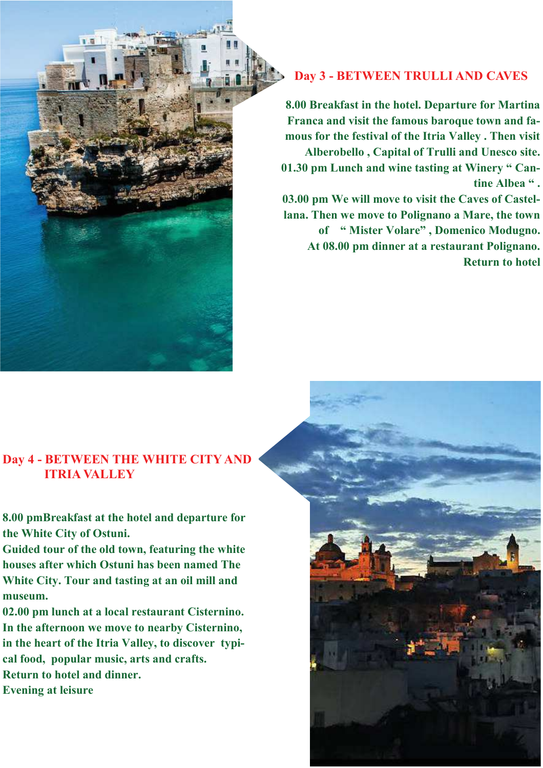## Day 3 - BETWEEN TRULLI AND CAVES

**8.00 Breakfast in the hotel. Departure for Martina Franca and visit the famous baroque town and famous for the festival of the Itria Valley . Then visit Alberobello , Capital of Trulli and Unesco site.**
**01.30 pm Lunch and wine tasting at Winery " Cantine Albea " .**
**03.00 pm We will move to visit the Caves of Castellana. Then we move to Polignano a Mare, the town of " Mister Volare" , Domenico Modugno.**
**At 08.00 pm dinner at a restaurant Polignano.**
**Return to hotel**

## Day 4 - BETWEEN THE WHITE CITY AND ITRIA VALLEY

**8.00 pmBreakfast at the hotel and departure for the White City of Ostuni.**
**Guided tour of the old town, featuring the white houses after which Ostuni has been named The White City. Tour and tasting at an oil mill and museum.**
**02.00 pm lunch at a local restaurant Cisternino.**
**In the afternoon we move to nearby Cisternino, in the heart of the Itria Valley, to discover typical food, popular music, arts and crafts.**
**Return to hotel and dinner.**
**Evening at leisure**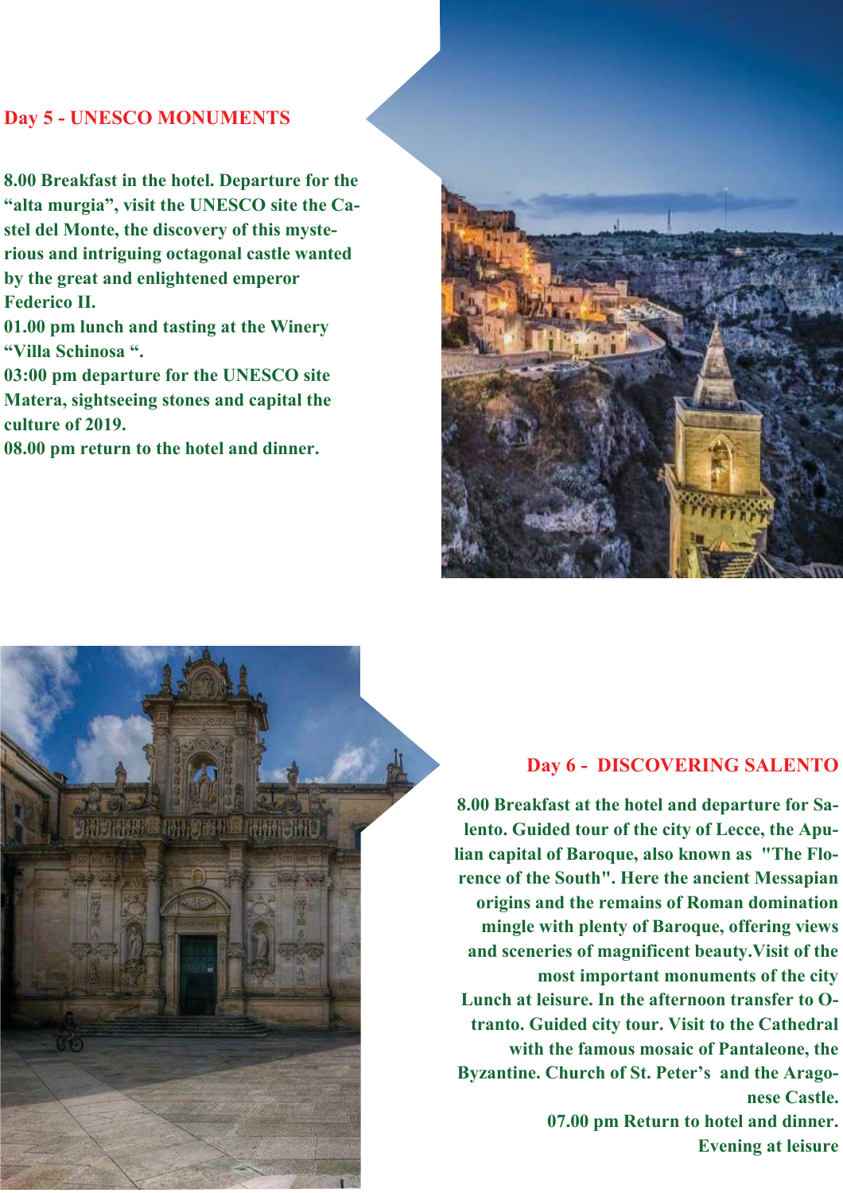## Day 5 - UNESCO MONUMENTS

**8.00 Breakfast in the hotel. Departure for the “alta murgia”, visit the UNESCO site the Castel del Monte, the discovery of this mysterious and intriguing octagonal castle wanted by the great and enlightened emperor Federico II.**
**01.00 pm lunch and tasting at the Winery “Villa Schinosa “.**
**03:00 pm departure for the UNESCO site Matera, sightseeing stones and capital the culture of 2019.**
**08.00 pm return to the hotel and dinner.**

## Day 6 - DISCOVERING SALENTO

**8.00 Breakfast at the hotel and departure for Salento. Guided tour of the city of Lecce, the Apulian capital of Baroque, also known as "The Florence of the South". Here the ancient Messapian origins and the remains of Roman domination mingle with plenty of Baroque, offering views and sceneries of magnificent beauty.Visit of the most important monuments of the city Lunch at leisure. In the afternoon transfer to Otranto. Guided city tour. Visit to the Cathedral with the famous mosaic of Pantaleone, the Byzantine. Church of St. Peter’s and the Aragonese Castle.**
**07.00 pm Return to hotel and dinner.**
**Evening at leisure**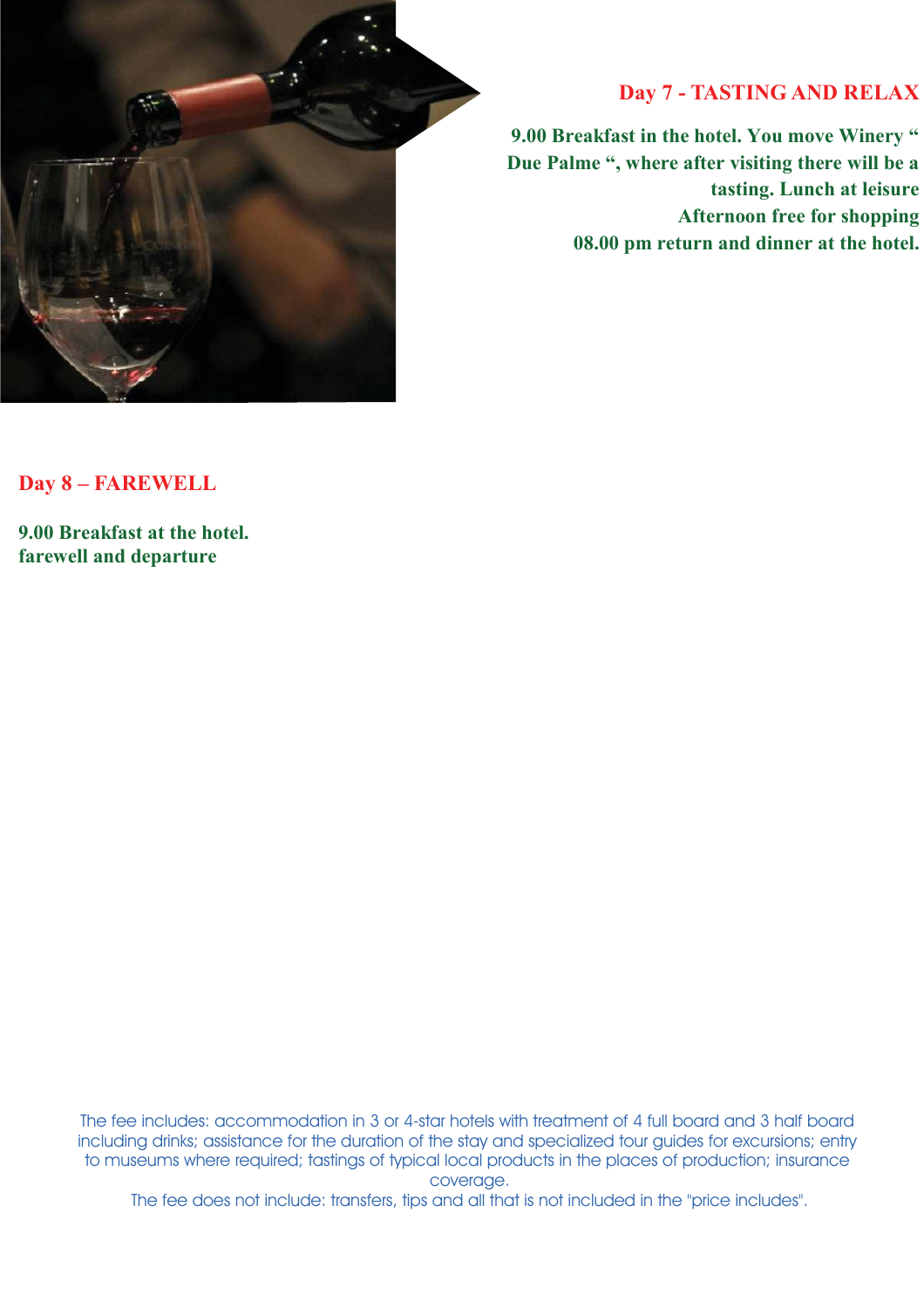## Day 7 - TASTING AND RELAX

**9.00 Breakfast in the hotel. You move Winery " Due Palme ", where after visiting there will be a tasting. Lunch at leisure**
**Afternoon free for shopping**
**08.00 pm return and dinner at the hotel.**

## Day 8 – FAREWELL

**9.00 Breakfast at the hotel.**
**farewell and departure**

The fee includes: accommodation in 3 or 4-star hotels with treatment of 4 full board and 3 half board including drinks; assistance for the duration of the stay and specialized tour guides for excursions; entry to museums where required; tastings of typical local products in the places of production; insurance coverage.
The fee does not include: transfers, tips and all that is not included in the "price includes".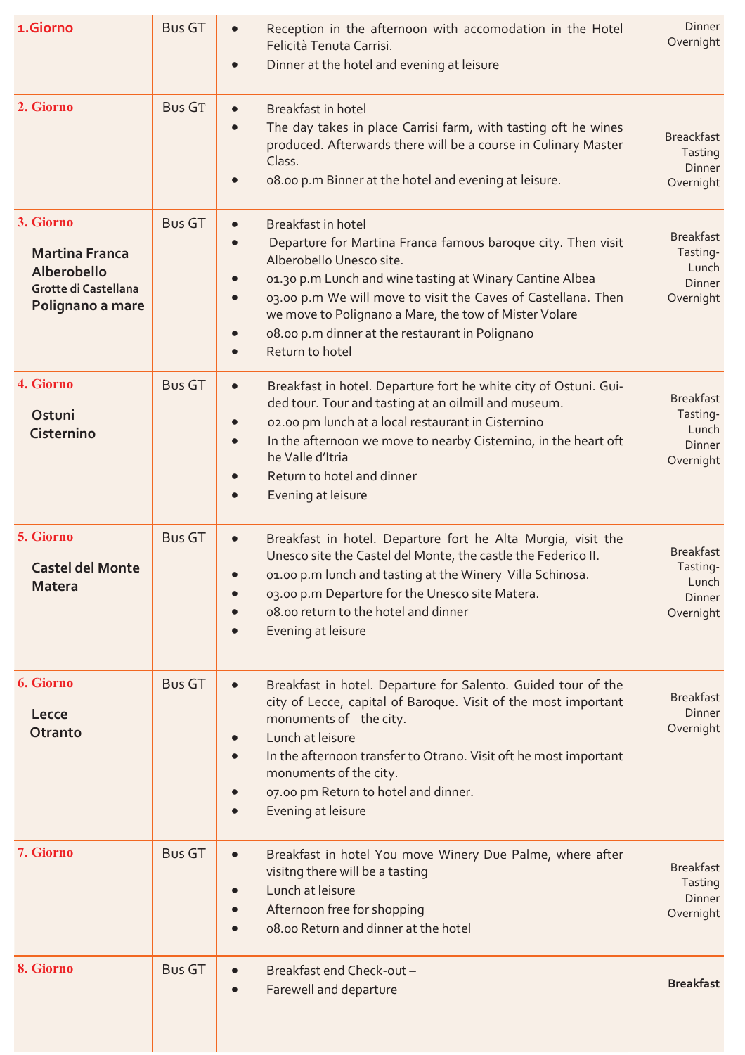| | | | |
|---|---|---|---|
| **1.Giorno** | Bus GT | • Reception in the afternoon with accomodation in the Hotel Felicità Tenuta Carrisi.<br>• Dinner at the hotel and evening at leisure | Dinner<br>Overnight |
| **2. Giorno** | Bus GT | • Breakfast in hotel<br>• The day takes in place Carrisi farm, with tasting oft he wines produced. Afterwards there will be a course in Culinary Master Class.<br>• 08.00 p.m Binner at the hotel and evening at leisure. | Breackfast<br>Tasting<br>Dinner<br>Overnight |
| **3. Giorno**<br>**Martina Franca**<br>**Alberobello**<br>**Grotte di Castellana**<br>**Polignano a mare** | Bus GT | • Breakfast in hotel<br>• Departure for Martina Franca famous baroque city. Then visit Alberobello Unesco site.<br>• 01.30 p.m Lunch and wine tasting at Winary Cantine Albea<br>• 03.00 p.m We will move to visit the Caves of Castellana. Then we move to Polignano a Mare, the tow of Mister Volare<br>• 08.00 p.m dinner at the restaurant in Polignano<br>• Return to hotel | Breakfast<br>Tasting-<br>Lunch<br>Dinner<br>Overnight |
| **4. Giorno**<br>**Ostuni**<br>**Cisternino** | Bus GT | • Breakfast in hotel. Departure fort he white city of Ostuni. Guided tour. Tour and tasting at an oilmill and museum.<br>• 02.00 pm lunch at a local restaurant in Cisternino<br>• In the afternoon we move to nearby Cisternino, in the heart oft he Valle d'Itria<br>• Return to hotel and dinner<br>• Evening at leisure | Breakfast<br>Tasting-<br>Lunch<br>Dinner<br>Overnight |
| **5. Giorno**<br>**Castel del Monte**<br>**Matera** | Bus GT | • Breakfast in hotel. Departure fort he Alta Murgia, visit the Unesco site the Castel del Monte, the castle the Federico II.<br>• 01.00 p.m lunch and tasting at the Winery Villa Schinosa.<br>• 03.00 p.m Departure for the Unesco site Matera.<br>• 08.00 return to the hotel and dinner<br>• Evening at leisure | Breakfast<br>Tasting-<br>Lunch<br>Dinner<br>Overnight |
| **6. Giorno**<br>**Lecce**<br>**Otranto** | Bus GT | • Breakfast in hotel. Departure for Salento. Guided tour of the city of Lecce, capital of Baroque. Visit of the most important monuments of the city.<br>• Lunch at leisure<br>• In the afternoon transfer to Otrano. Visit oft he most important monuments of the city.<br>• 07.00 pm Return to hotel and dinner.<br>• Evening at leisure | Breakfast<br>Dinner<br>Overnight |
| **7. Giorno** | Bus GT | • Breakfast in hotel You move Winery Due Palme, where after visitng there will be a tasting<br>• Lunch at leisure<br>• Afternoon free for shopping<br>• 08.00 Return and dinner at the hotel | Breakfast<br>Tasting<br>Dinner<br>Overnight |
| **8. Giorno** | Bus GT | • Breakfast end Check-out –<br>• Farewell and departure | **Breakfast** |